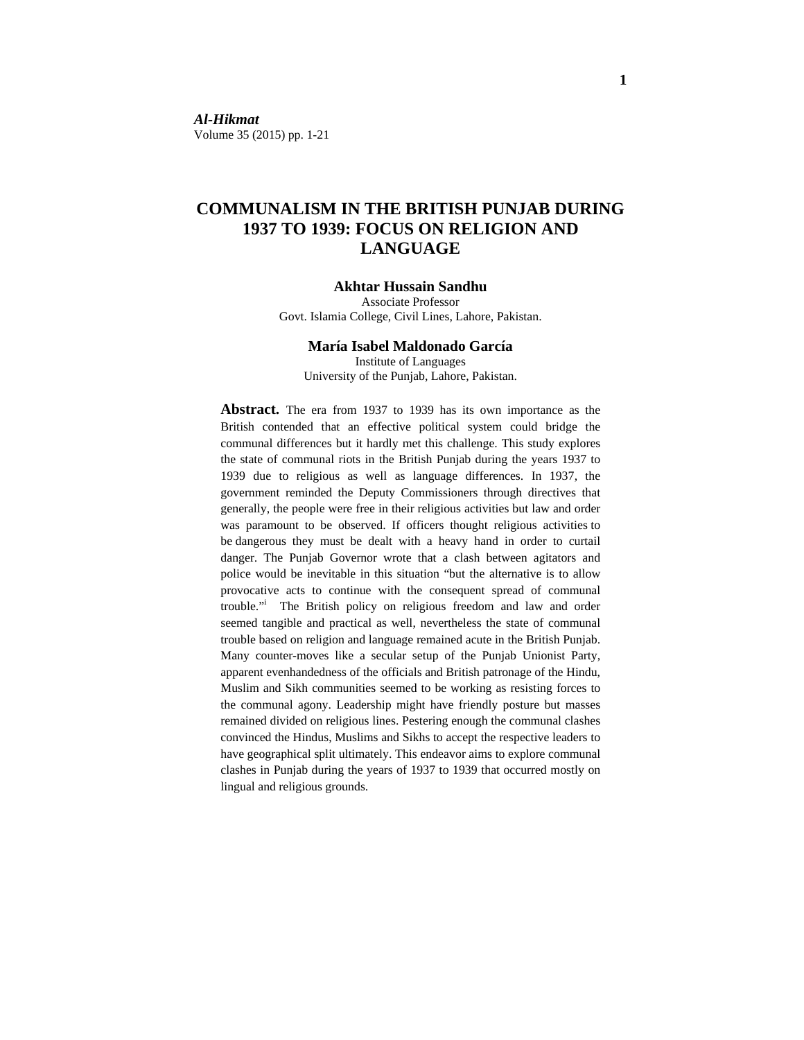# COMMUNALISM IN THE BRITISH PUNJAB DURING 1937 TO 1939: FOCUS ON RELIGION AND LANGUAGE

**Akhtar Hussain Sandhu**
Associate Professor
Govt. Islamia College, Civil Lines, Lahore, Pakistan.

**María Isabel Maldonado García**
Institute of Languages
University of the Punjab, Lahore, Pakistan.

**Abstract.** The era from 1937 to 1939 has its own importance as the British contended that an effective political system could bridge the communal differences but it hardly met this challenge. This study explores the state of communal riots in the British Punjab during the years 1937 to 1939 due to religious as well as language differences. In 1937, the government reminded the Deputy Commissioners through directives that generally, the people were free in their religious activities but law and order was paramount to be observed. If officers thought religious activities to be dangerous they must be dealt with a heavy hand in order to curtail danger. The Punjab Governor wrote that a clash between agitators and police would be inevitable in this situation "but the alternative is to allow provocative acts to continue with the consequent spread of communal trouble."[i] The British policy on religious freedom and law and order seemed tangible and practical as well, nevertheless the state of communal trouble based on religion and language remained acute in the British Punjab. Many counter-moves like a secular setup of the Punjab Unionist Party, apparent evenhandedness of the officials and British patronage of the Hindu, Muslim and Sikh communities seemed to be working as resisting forces to the communal agony. Leadership might have friendly posture but masses remained divided on religious lines. Pestering enough the communal clashes convinced the Hindus, Muslims and Sikhs to accept the respective leaders to have geographical split ultimately. This endeavor aims to explore communal clashes in Punjab during the years of 1937 to 1939 that occurred mostly on lingual and religious grounds.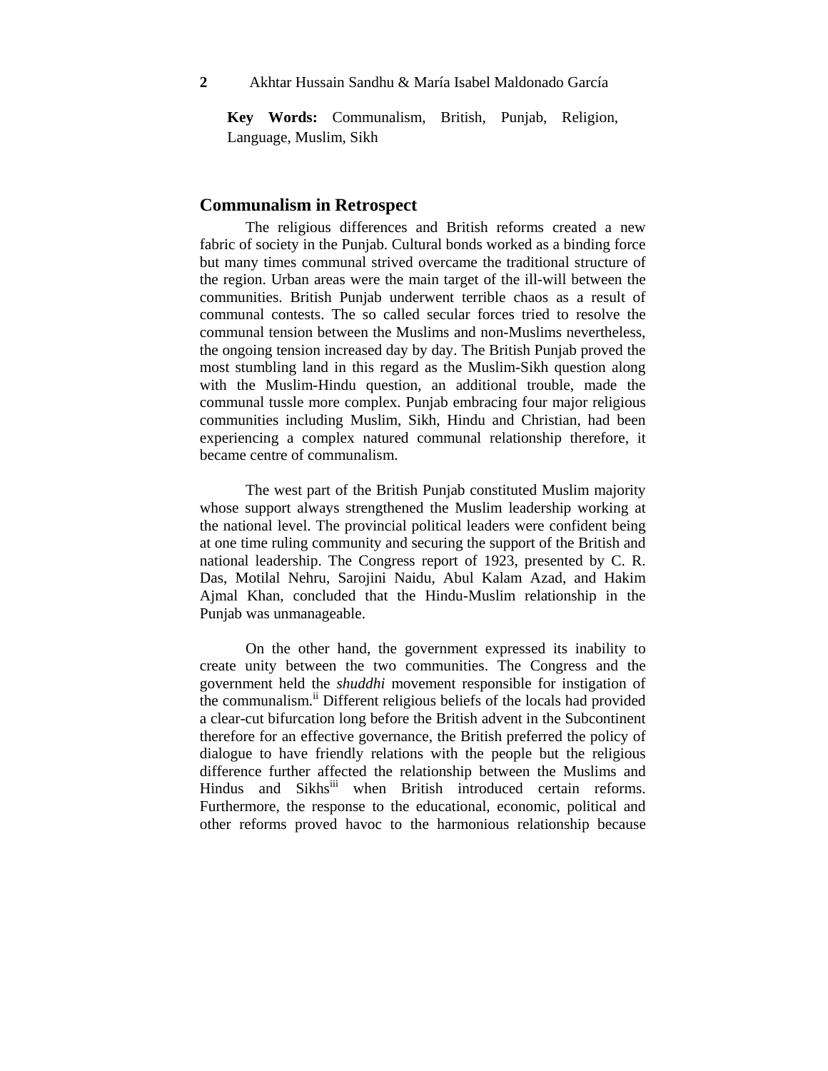**Key Words:** Communalism, British, Punjab, Religion, Language, Muslim, Sikh

## Communalism in Retrospect

The religious differences and British reforms created a new fabric of society in the Punjab. Cultural bonds worked as a binding force but many times communal strived overcame the traditional structure of the region. Urban areas were the main target of the ill-will between the communities. British Punjab underwent terrible chaos as a result of communal contests. The so called secular forces tried to resolve the communal tension between the Muslims and non-Muslims nevertheless, the ongoing tension increased day by day. The British Punjab proved the most stumbling land in this regard as the Muslim-Sikh question along with the Muslim-Hindu question, an additional trouble, made the communal tussle more complex. Punjab embracing four major religious communities including Muslim, Sikh, Hindu and Christian, had been experiencing a complex natured communal relationship therefore, it became centre of communalism.

The west part of the British Punjab constituted Muslim majority whose support always strengthened the Muslim leadership working at the national level. The provincial political leaders were confident being at one time ruling community and securing the support of the British and national leadership. The Congress report of 1923, presented by C. R. Das, Motilal Nehru, Sarojini Naidu, Abul Kalam Azad, and Hakim Ajmal Khan, concluded that the Hindu-Muslim relationship in the Punjab was unmanageable.

On the other hand, the government expressed its inability to create unity between the two communities. The Congress and the government held the *shuddhi* movement responsible for instigation of the communalism.[ii] Different religious beliefs of the locals had provided a clear-cut bifurcation long before the British advent in the Subcontinent therefore for an effective governance, the British preferred the policy of dialogue to have friendly relations with the people but the religious difference further affected the relationship between the Muslims and Hindus and Sikhs[iii] when British introduced certain reforms. Furthermore, the response to the educational, economic, political and other reforms proved havoc to the harmonious relationship because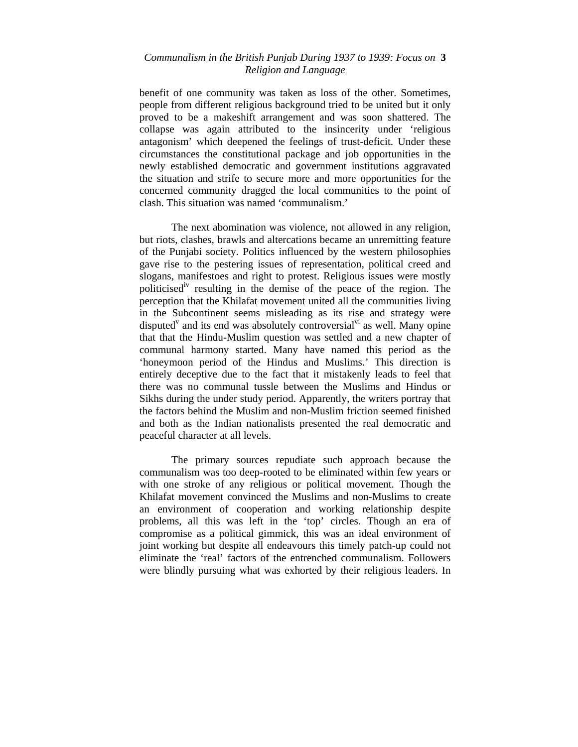benefit of one community was taken as loss of the other. Sometimes, people from different religious background tried to be united but it only proved to be a makeshift arrangement and was soon shattered. The collapse was again attributed to the insincerity under 'religious antagonism' which deepened the feelings of trust-deficit. Under these circumstances the constitutional package and job opportunities in the newly established democratic and government institutions aggravated the situation and strife to secure more and more opportunities for the concerned community dragged the local communities to the point of clash. This situation was named 'communalism.'

The next abomination was violence, not allowed in any religion, but riots, clashes, brawls and altercations became an unremitting feature of the Punjabi society. Politics influenced by the western philosophies gave rise to the pestering issues of representation, political creed and slogans, manifestoes and right to protest. Religious issues were mostly politicised[iv] resulting in the demise of the peace of the region. The perception that the Khilafat movement united all the communities living in the Subcontinent seems misleading as its rise and strategy were disputed[v] and its end was absolutely controversial[vi] as well. Many opine that that the Hindu-Muslim question was settled and a new chapter of communal harmony started. Many have named this period as the 'honeymoon period of the Hindus and Muslims.' This direction is entirely deceptive due to the fact that it mistakenly leads to feel that there was no communal tussle between the Muslims and Hindus or Sikhs during the under study period. Apparently, the writers portray that the factors behind the Muslim and non-Muslim friction seemed finished and both as the Indian nationalists presented the real democratic and peaceful character at all levels.

The primary sources repudiate such approach because the communalism was too deep-rooted to be eliminated within few years or with one stroke of any religious or political movement. Though the Khilafat movement convinced the Muslims and non-Muslims to create an environment of cooperation and working relationship despite problems, all this was left in the 'top' circles. Though an era of compromise as a political gimmick, this was an ideal environment of joint working but despite all endeavours this timely patch-up could not eliminate the 'real' factors of the entrenched communalism. Followers were blindly pursuing what was exhorted by their religious leaders. In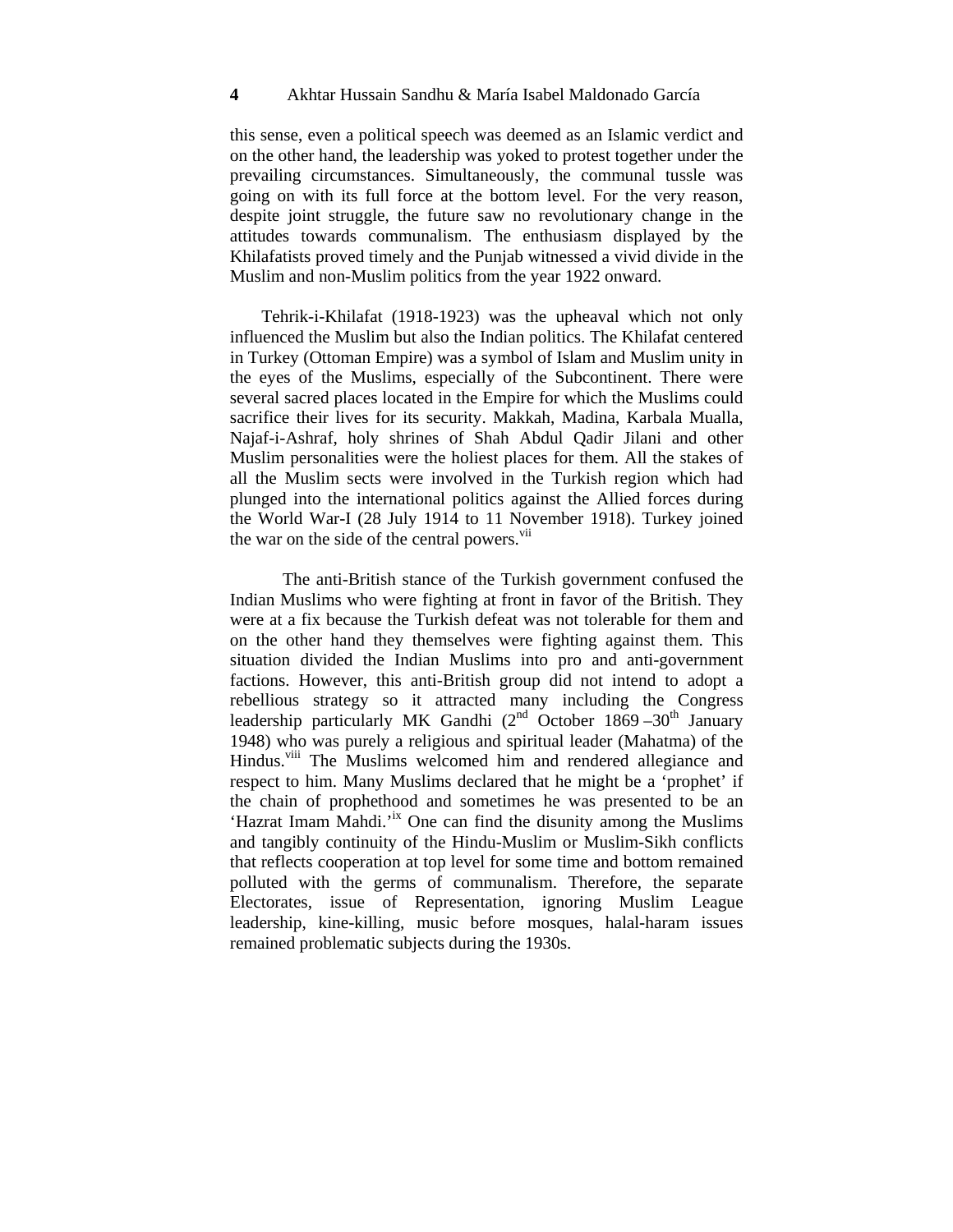this sense, even a political speech was deemed as an Islamic verdict and on the other hand, the leadership was yoked to protest together under the prevailing circumstances. Simultaneously, the communal tussle was going on with its full force at the bottom level. For the very reason, despite joint struggle, the future saw no revolutionary change in the attitudes towards communalism. The enthusiasm displayed by the Khilafatists proved timely and the Punjab witnessed a vivid divide in the Muslim and non-Muslim politics from the year 1922 onward.

Tehrik-i-Khilafat (1918-1923) was the upheaval which not only influenced the Muslim but also the Indian politics. The Khilafat centered in Turkey (Ottoman Empire) was a symbol of Islam and Muslim unity in the eyes of the Muslims, especially of the Subcontinent. There were several sacred places located in the Empire for which the Muslims could sacrifice their lives for its security. Makkah, Madina, Karbala Mualla, Najaf-i-Ashraf, holy shrines of Shah Abdul Qadir Jilani and other Muslim personalities were the holiest places for them. All the stakes of all the Muslim sects were involved in the Turkish region which had plunged into the international politics against the Allied forces during the World War-I (28 July 1914 to 11 November 1918). Turkey joined the war on the side of the central powers.[vii]

The anti-British stance of the Turkish government confused the Indian Muslims who were fighting at front in favor of the British. They were at a fix because the Turkish defeat was not tolerable for them and on the other hand they themselves were fighting against them. This situation divided the Indian Muslims into pro and anti-government factions. However, this anti-British group did not intend to adopt a rebellious strategy so it attracted many including the Congress leadership particularly MK Gandhi (2nd October 1869 –30th January 1948) who was purely a religious and spiritual leader (Mahatma) of the Hindus.[viii] The Muslims welcomed him and rendered allegiance and respect to him. Many Muslims declared that he might be a 'prophet' if the chain of prophethood and sometimes he was presented to be an 'Hazrat Imam Mahdi.'[ix] One can find the disunity among the Muslims and tangibly continuity of the Hindu-Muslim or Muslim-Sikh conflicts that reflects cooperation at top level for some time and bottom remained polluted with the germs of communalism. Therefore, the separate Electorates, issue of Representation, ignoring Muslim League leadership, kine-killing, music before mosques, halal-haram issues remained problematic subjects during the 1930s.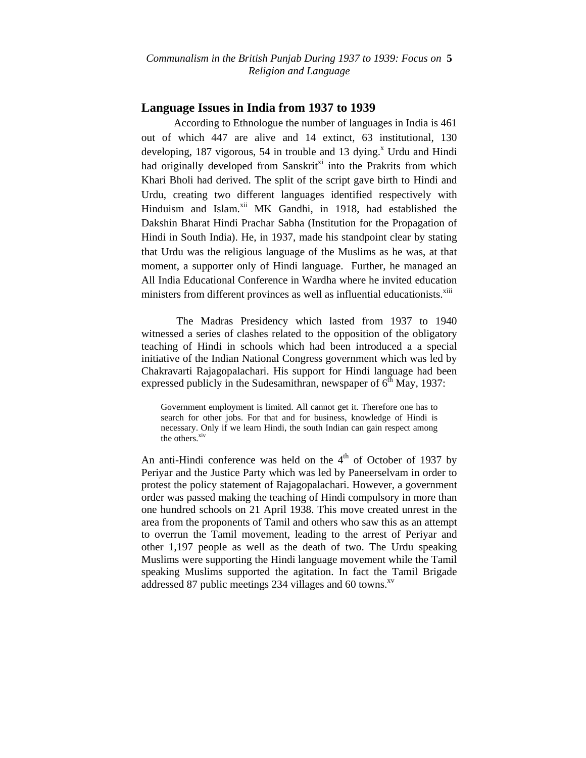## Language Issues in India from 1937 to 1939

According to Ethnologue the number of languages in India is 461 out of which 447 are alive and 14 extinct, 63 institutional, 130 developing, 187 vigorous, 54 in trouble and 13 dying.[x] Urdu and Hindi had originally developed from Sanskrit[xi] into the Prakrits from which Khari Bholi had derived. The split of the script gave birth to Hindi and Urdu, creating two different languages identified respectively with Hinduism and Islam.[xii] MK Gandhi, in 1918, had established the Dakshin Bharat Hindi Prachar Sabha (Institution for the Propagation of Hindi in South India). He, in 1937, made his standpoint clear by stating that Urdu was the religious language of the Muslims as he was, at that moment, a supporter only of Hindi language. Further, he managed an All India Educational Conference in Wardha where he invited education ministers from different provinces as well as influential educationists.[xiii]

The Madras Presidency which lasted from 1937 to 1940 witnessed a series of clashes related to the opposition of the obligatory teaching of Hindi in schools which had been introduced a a special initiative of the Indian National Congress government which was led by Chakravarti Rajagopalachari. His support for Hindi language had been expressed publicly in the Sudesamithran, newspaper of 6th May, 1937:

> Government employment is limited. All cannot get it. Therefore one has to search for other jobs. For that and for business, knowledge of Hindi is necessary. Only if we learn Hindi, the south Indian can gain respect among the others.[xiv]

An anti-Hindi conference was held on the 4th of October of 1937 by Periyar and the Justice Party which was led by Paneerselvam in order to protest the policy statement of Rajagopalachari. However, a government order was passed making the teaching of Hindi compulsory in more than one hundred schools on 21 April 1938. This move created unrest in the area from the proponents of Tamil and others who saw this as an attempt to overrun the Tamil movement, leading to the arrest of Periyar and other 1,197 people as well as the death of two. The Urdu speaking Muslims were supporting the Hindi language movement while the Tamil speaking Muslims supported the agitation. In fact the Tamil Brigade addressed 87 public meetings 234 villages and 60 towns.[xv]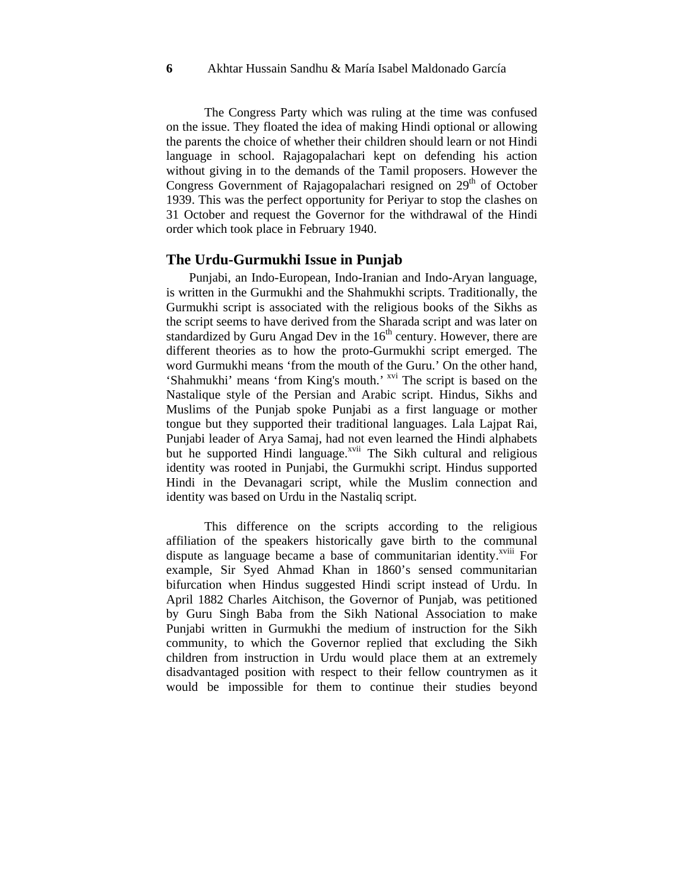The Congress Party which was ruling at the time was confused on the issue. They floated the idea of making Hindi optional or allowing the parents the choice of whether their children should learn or not Hindi language in school. Rajagopalachari kept on defending his action without giving in to the demands of the Tamil proposers. However the Congress Government of Rajagopalachari resigned on 29th of October 1939. This was the perfect opportunity for Periyar to stop the clashes on 31 October and request the Governor for the withdrawal of the Hindi order which took place in February 1940.

## The Urdu-Gurmukhi Issue in Punjab

Punjabi, an Indo-European, Indo-Iranian and Indo-Aryan language, is written in the Gurmukhi and the Shahmukhi scripts. Traditionally, the Gurmukhi script is associated with the religious books of the Sikhs as the script seems to have derived from the Sharada script and was later on standardized by Guru Angad Dev in the 16th century. However, there are different theories as to how the proto-Gurmukhi script emerged. The word Gurmukhi means 'from the mouth of the Guru.' On the other hand, 'Shahmukhi' means 'from King's mouth.' [xvi] The script is based on the Nastalique style of the Persian and Arabic script. Hindus, Sikhs and Muslims of the Punjab spoke Punjabi as a first language or mother tongue but they supported their traditional languages. Lala Lajpat Rai, Punjabi leader of Arya Samaj, had not even learned the Hindi alphabets but he supported Hindi language.[xvii] The Sikh cultural and religious identity was rooted in Punjabi, the Gurmukhi script. Hindus supported Hindi in the Devanagari script, while the Muslim connection and identity was based on Urdu in the Nastaliq script.

This difference on the scripts according to the religious affiliation of the speakers historically gave birth to the communal dispute as language became a base of communitarian identity.[xviii] For example, Sir Syed Ahmad Khan in 1860's sensed communitarian bifurcation when Hindus suggested Hindi script instead of Urdu. In April 1882 Charles Aitchison, the Governor of Punjab, was petitioned by Guru Singh Baba from the Sikh National Association to make Punjabi written in Gurmukhi the medium of instruction for the Sikh community, to which the Governor replied that excluding the Sikh children from instruction in Urdu would place them at an extremely disadvantaged position with respect to their fellow countrymen as it would be impossible for them to continue their studies beyond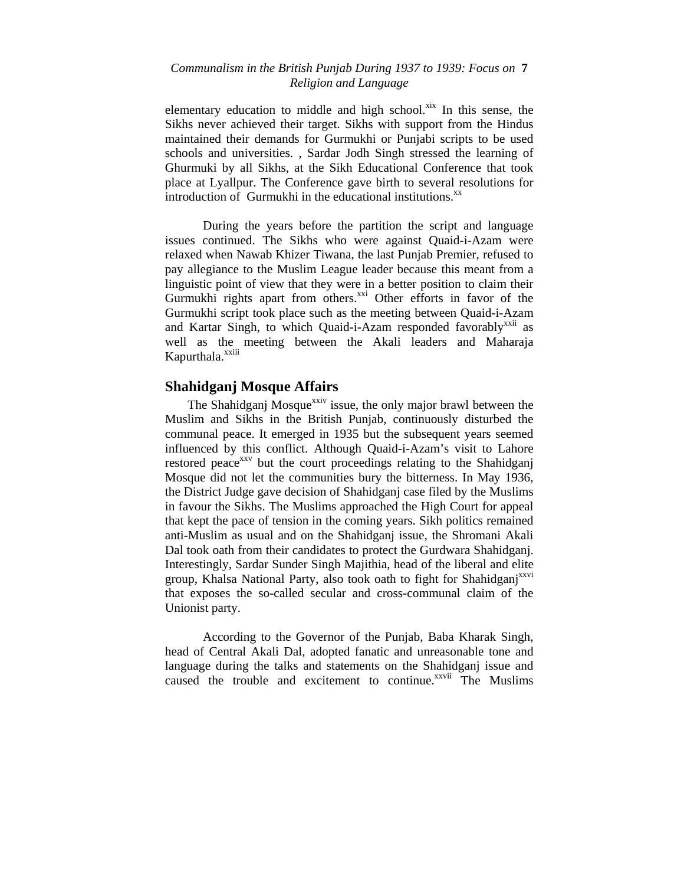elementary education to middle and high school.[xix] In this sense, the Sikhs never achieved their target. Sikhs with support from the Hindus maintained their demands for Gurmukhi or Punjabi scripts to be used schools and universities. , Sardar Jodh Singh stressed the learning of Ghurmuki by all Sikhs, at the Sikh Educational Conference that took place at Lyallpur. The Conference gave birth to several resolutions for introduction of Gurmukhi in the educational institutions.[xx]

During the years before the partition the script and language issues continued. The Sikhs who were against Quaid-i-Azam were relaxed when Nawab Khizer Tiwana, the last Punjab Premier, refused to pay allegiance to the Muslim League leader because this meant from a linguistic point of view that they were in a better position to claim their Gurmukhi rights apart from others.[xxi] Other efforts in favor of the Gurmukhi script took place such as the meeting between Quaid-i-Azam and Kartar Singh, to which Quaid-i-Azam responded favorably[xxii] as well as the meeting between the Akali leaders and Maharaja Kapurthala.[xxiii]

## Shahidganj Mosque Affairs

The Shahidganj Mosque[xxiv] issue, the only major brawl between the Muslim and Sikhs in the British Punjab, continuously disturbed the communal peace. It emerged in 1935 but the subsequent years seemed influenced by this conflict. Although Quaid-i-Azam's visit to Lahore restored peace[xxv] but the court proceedings relating to the Shahidganj Mosque did not let the communities bury the bitterness. In May 1936, the District Judge gave decision of Shahidganj case filed by the Muslims in favour the Sikhs. The Muslims approached the High Court for appeal that kept the pace of tension in the coming years. Sikh politics remained anti-Muslim as usual and on the Shahidganj issue, the Shromani Akali Dal took oath from their candidates to protect the Gurdwara Shahidganj. Interestingly, Sardar Sunder Singh Majithia, head of the liberal and elite group, Khalsa National Party, also took oath to fight for Shahidganj[xxvi] that exposes the so-called secular and cross-communal claim of the Unionist party.

According to the Governor of the Punjab, Baba Kharak Singh, head of Central Akali Dal, adopted fanatic and unreasonable tone and language during the talks and statements on the Shahidganj issue and caused the trouble and excitement to continue.[xxvii] The Muslims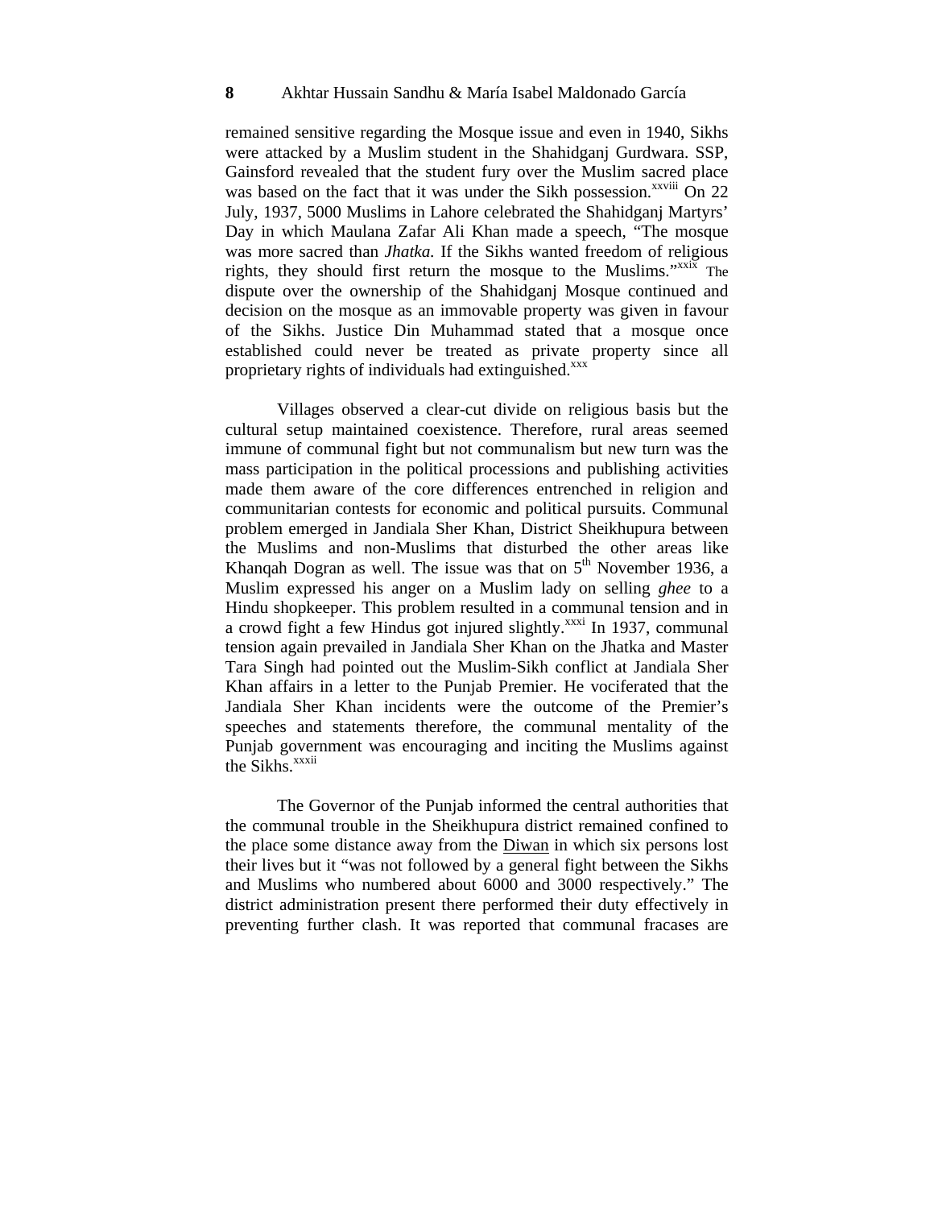remained sensitive regarding the Mosque issue and even in 1940, Sikhs were attacked by a Muslim student in the Shahidganj Gurdwara. SSP, Gainsford revealed that the student fury over the Muslim sacred place was based on the fact that it was under the Sikh possession.[xxviii] On 22 July, 1937, 5000 Muslims in Lahore celebrated the Shahidganj Martyrs' Day in which Maulana Zafar Ali Khan made a speech, "The mosque was more sacred than *Jhatka.* If the Sikhs wanted freedom of religious rights, they should first return the mosque to the Muslims."[xxix] The dispute over the ownership of the Shahidganj Mosque continued and decision on the mosque as an immovable property was given in favour of the Sikhs. Justice Din Muhammad stated that a mosque once established could never be treated as private property since all proprietary rights of individuals had extinguished.[xxx]

Villages observed a clear-cut divide on religious basis but the cultural setup maintained coexistence. Therefore, rural areas seemed immune of communal fight but not communalism but new turn was the mass participation in the political processions and publishing activities made them aware of the core differences entrenched in religion and communitarian contests for economic and political pursuits. Communal problem emerged in Jandiala Sher Khan, District Sheikhupura between the Muslims and non-Muslims that disturbed the other areas like Khanqah Dogran as well. The issue was that on 5th November 1936, a Muslim expressed his anger on a Muslim lady on selling *ghee* to a Hindu shopkeeper. This problem resulted in a communal tension and in a crowd fight a few Hindus got injured slightly.[xxxi] In 1937, communal tension again prevailed in Jandiala Sher Khan on the Jhatka and Master Tara Singh had pointed out the Muslim-Sikh conflict at Jandiala Sher Khan affairs in a letter to the Punjab Premier. He vociferated that the Jandiala Sher Khan incidents were the outcome of the Premier's speeches and statements therefore, the communal mentality of the Punjab government was encouraging and inciting the Muslims against the Sikhs.[xxxii]

The Governor of the Punjab informed the central authorities that the communal trouble in the Sheikhupura district remained confined to the place some distance away from the Diwan in which six persons lost their lives but it "was not followed by a general fight between the Sikhs and Muslims who numbered about 6000 and 3000 respectively." The district administration present there performed their duty effectively in preventing further clash. It was reported that communal fracases are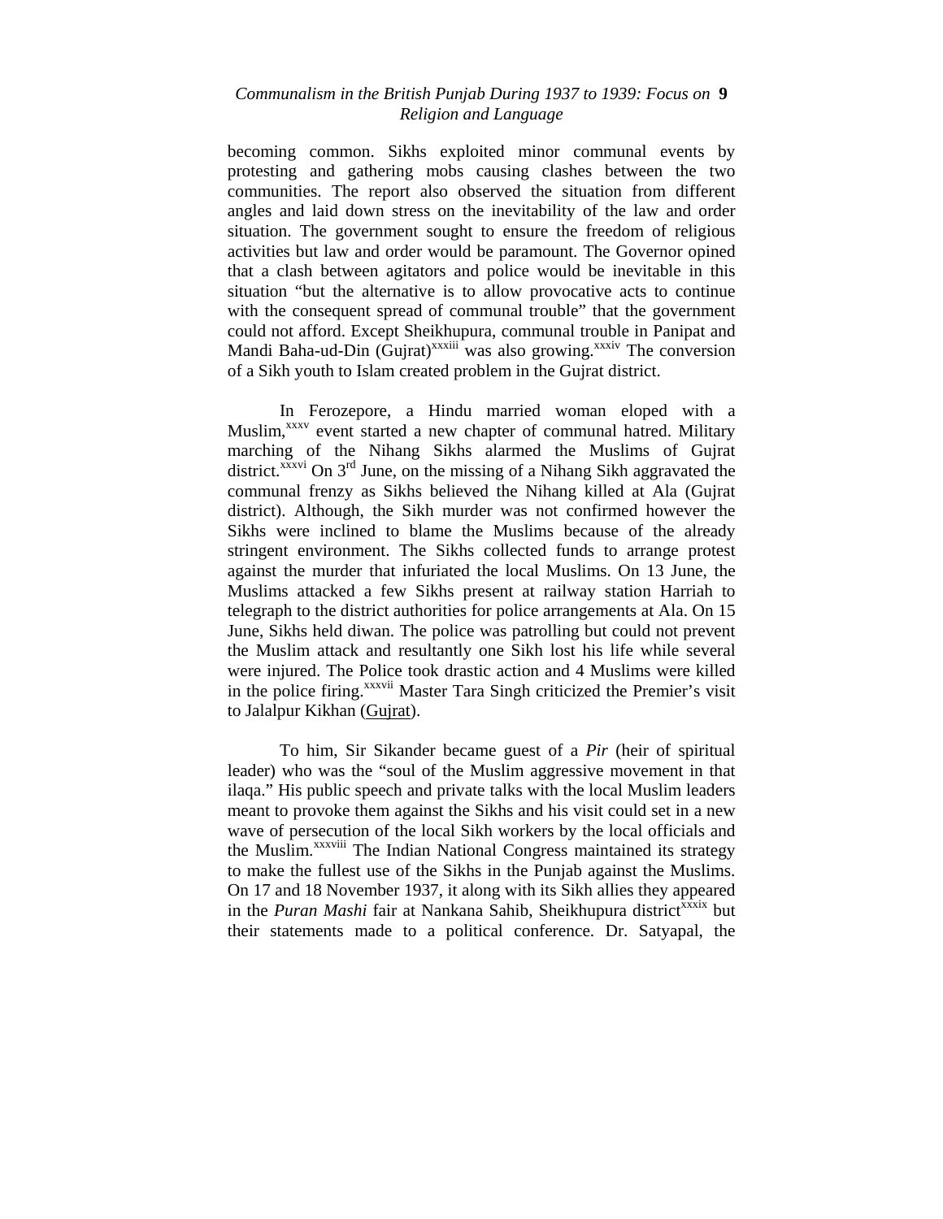becoming common. Sikhs exploited minor communal events by protesting and gathering mobs causing clashes between the two communities. The report also observed the situation from different angles and laid down stress on the inevitability of the law and order situation. The government sought to ensure the freedom of religious activities but law and order would be paramount. The Governor opined that a clash between agitators and police would be inevitable in this situation "but the alternative is to allow provocative acts to continue with the consequent spread of communal trouble" that the government could not afford. Except Sheikhupura, communal trouble in Panipat and Mandi Baha-ud-Din (Gujrat)[xxxiii] was also growing.[xxxiv] The conversion of a Sikh youth to Islam created problem in the Gujrat district.

In Ferozepore, a Hindu married woman eloped with a Muslim,[xxxv] event started a new chapter of communal hatred. Military marching of the Nihang Sikhs alarmed the Muslims of Gujrat district.[xxxvi] On 3rd June, on the missing of a Nihang Sikh aggravated the communal frenzy as Sikhs believed the Nihang killed at Ala (Gujrat district). Although, the Sikh murder was not confirmed however the Sikhs were inclined to blame the Muslims because of the already stringent environment. The Sikhs collected funds to arrange protest against the murder that infuriated the local Muslims. On 13 June, the Muslims attacked a few Sikhs present at railway station Harriah to telegraph to the district authorities for police arrangements at Ala. On 15 June, Sikhs held diwan. The police was patrolling but could not prevent the Muslim attack and resultantly one Sikh lost his life while several were injured. The Police took drastic action and 4 Muslims were killed in the police firing.[xxxvii] Master Tara Singh criticized the Premier's visit to Jalalpur Kikhan (Gujrat).

To him, Sir Sikander became guest of a *Pir* (heir of spiritual leader) who was the "soul of the Muslim aggressive movement in that ilaqa." His public speech and private talks with the local Muslim leaders meant to provoke them against the Sikhs and his visit could set in a new wave of persecution of the local Sikh workers by the local officials and the Muslim.[xxxviii] The Indian National Congress maintained its strategy to make the fullest use of the Sikhs in the Punjab against the Muslims. On 17 and 18 November 1937, it along with its Sikh allies they appeared in the *Puran Mashi* fair at Nankana Sahib, Sheikhupura district[xxxix] but their statements made to a political conference. Dr. Satyapal, the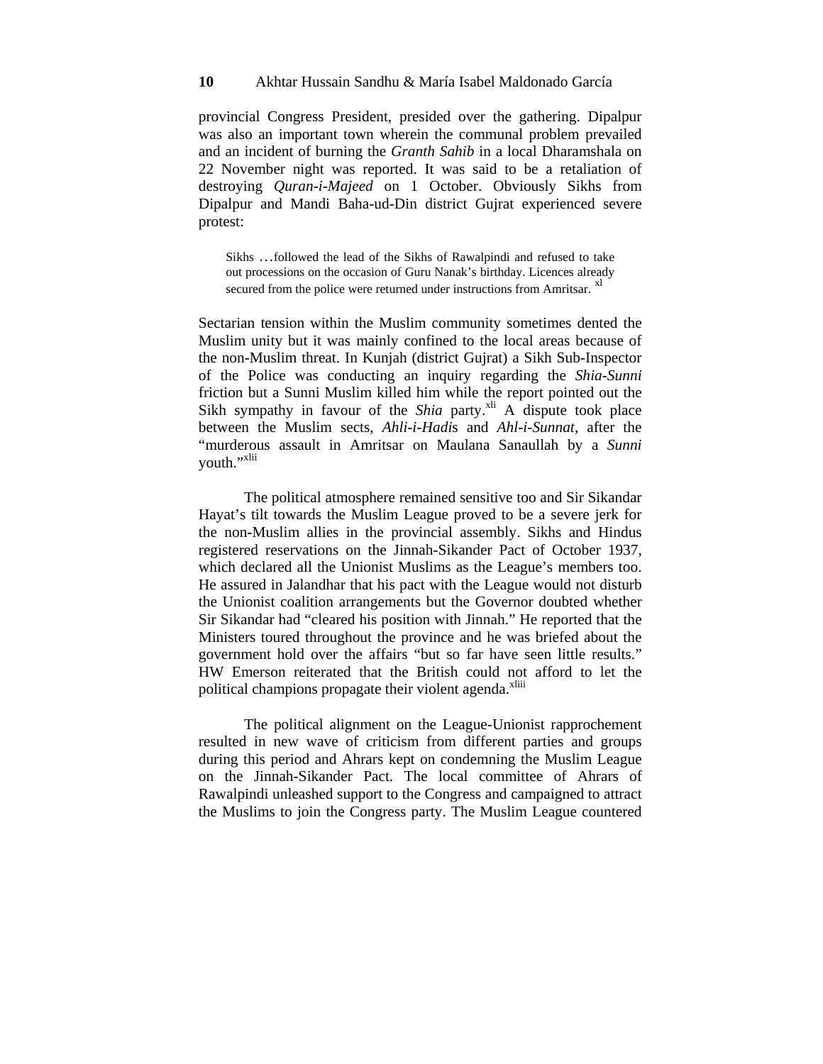provincial Congress President, presided over the gathering. Dipalpur was also an important town wherein the communal problem prevailed and an incident of burning the *Granth Sahib* in a local Dharamshala on 22 November night was reported. It was said to be a retaliation of destroying *Quran-i-Majeed* on 1 October. Obviously Sikhs from Dipalpur and Mandi Baha-ud-Din district Gujrat experienced severe protest:

> Sikhs …followed the lead of the Sikhs of Rawalpindi and refused to take out processions on the occasion of Guru Nanak's birthday. Licences already secured from the police were returned under instructions from Amritsar. [xl]

Sectarian tension within the Muslim community sometimes dented the Muslim unity but it was mainly confined to the local areas because of the non-Muslim threat. In Kunjah (district Gujrat) a Sikh Sub-Inspector of the Police was conducting an inquiry regarding the *Shia-Sunni* friction but a Sunni Muslim killed him while the report pointed out the Sikh sympathy in favour of the *Shia* party.[xli] A dispute took place between the Muslim sects, *Ahli-i-Hadi*s and *Ahl-i-Sunnat*, after the "murderous assault in Amritsar on Maulana Sanaullah by a *Sunni* youth."[xlii]

The political atmosphere remained sensitive too and Sir Sikandar Hayat's tilt towards the Muslim League proved to be a severe jerk for the non-Muslim allies in the provincial assembly. Sikhs and Hindus registered reservations on the Jinnah-Sikander Pact of October 1937, which declared all the Unionist Muslims as the League's members too. He assured in Jalandhar that his pact with the League would not disturb the Unionist coalition arrangements but the Governor doubted whether Sir Sikandar had "cleared his position with Jinnah." He reported that the Ministers toured throughout the province and he was briefed about the government hold over the affairs "but so far have seen little results." HW Emerson reiterated that the British could not afford to let the political champions propagate their violent agenda.[xliii]

The political alignment on the League-Unionist rapprochement resulted in new wave of criticism from different parties and groups during this period and Ahrars kept on condemning the Muslim League on the Jinnah-Sikander Pact. The local committee of Ahrars of Rawalpindi unleashed support to the Congress and campaigned to attract the Muslims to join the Congress party. The Muslim League countered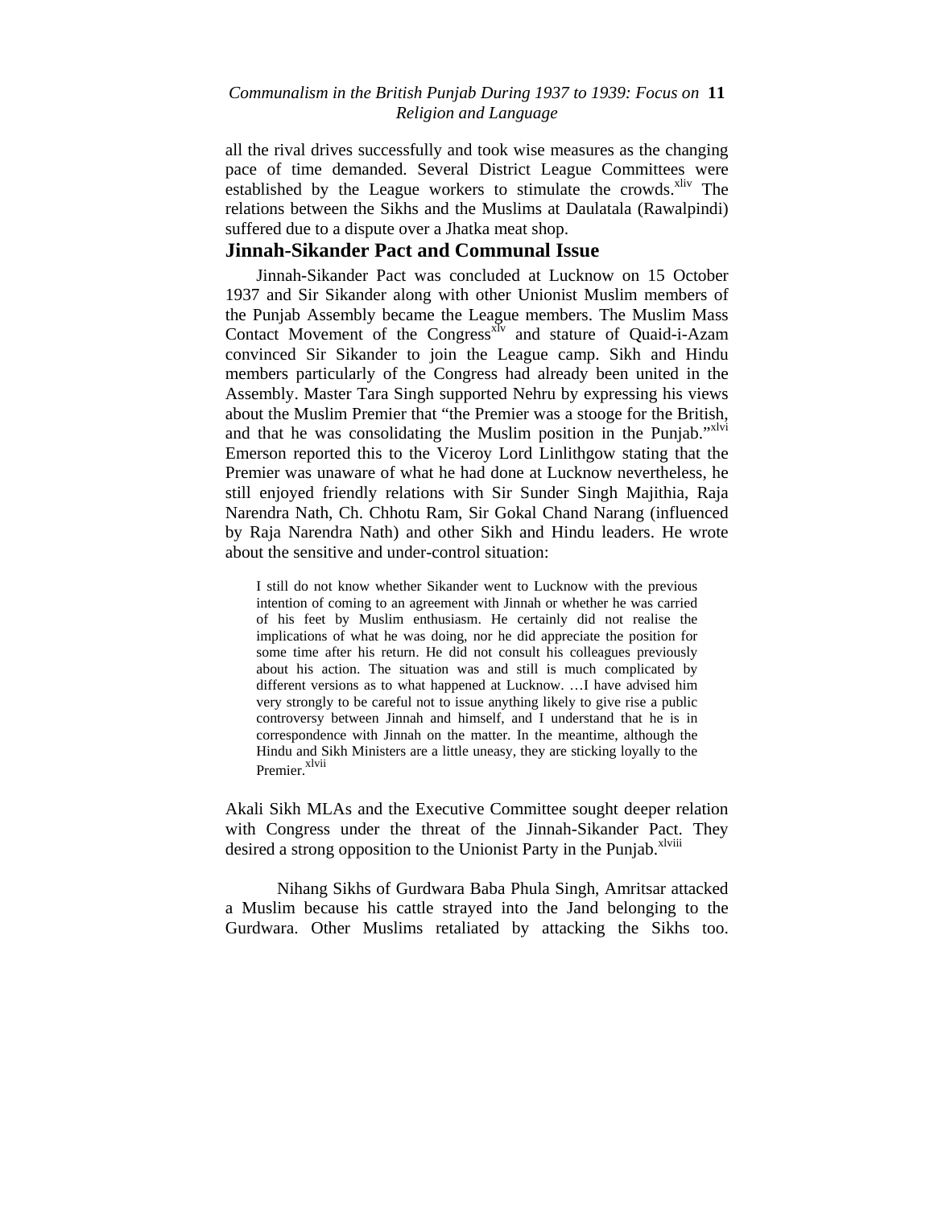all the rival drives successfully and took wise measures as the changing pace of time demanded. Several District League Committees were established by the League workers to stimulate the crowds.[xliv] The relations between the Sikhs and the Muslims at Daulatala (Rawalpindi) suffered due to a dispute over a Jhatka meat shop.

## Jinnah-Sikander Pact and Communal Issue

Jinnah-Sikander Pact was concluded at Lucknow on 15 October 1937 and Sir Sikander along with other Unionist Muslim members of the Punjab Assembly became the League members. The Muslim Mass Contact Movement of the Congress[xlv] and stature of Quaid-i-Azam convinced Sir Sikander to join the League camp. Sikh and Hindu members particularly of the Congress had already been united in the Assembly. Master Tara Singh supported Nehru by expressing his views about the Muslim Premier that "the Premier was a stooge for the British, and that he was consolidating the Muslim position in the Punjab."[xlvi] Emerson reported this to the Viceroy Lord Linlithgow stating that the Premier was unaware of what he had done at Lucknow nevertheless, he still enjoyed friendly relations with Sir Sunder Singh Majithia, Raja Narendra Nath, Ch. Chhotu Ram, Sir Gokal Chand Narang (influenced by Raja Narendra Nath) and other Sikh and Hindu leaders. He wrote about the sensitive and under-control situation:

> I still do not know whether Sikander went to Lucknow with the previous intention of coming to an agreement with Jinnah or whether he was carried of his feet by Muslim enthusiasm. He certainly did not realise the implications of what he was doing, nor he did appreciate the position for some time after his return. He did not consult his colleagues previously about his action. The situation was and still is much complicated by different versions as to what happened at Lucknow. …I have advised him very strongly to be careful not to issue anything likely to give rise a public controversy between Jinnah and himself, and I understand that he is in correspondence with Jinnah on the matter. In the meantime, although the Hindu and Sikh Ministers are a little uneasy, they are sticking loyally to the Premier.[xlvii]

Akali Sikh MLAs and the Executive Committee sought deeper relation with Congress under the threat of the Jinnah-Sikander Pact. They desired a strong opposition to the Unionist Party in the Punjab.[xlviii]

Nihang Sikhs of Gurdwara Baba Phula Singh, Amritsar attacked a Muslim because his cattle strayed into the Jand belonging to the Gurdwara. Other Muslims retaliated by attacking the Sikhs too.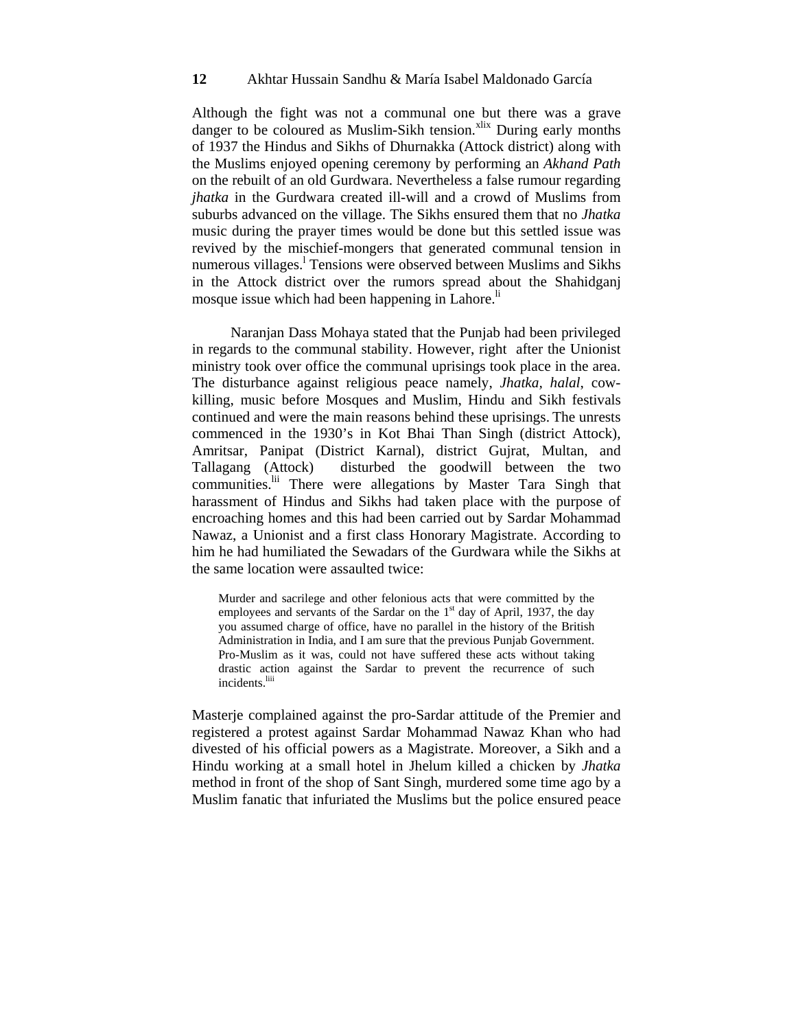Although the fight was not a communal one but there was a grave danger to be coloured as Muslim-Sikh tension.[xlix] During early months of 1937 the Hindus and Sikhs of Dhurnakka (Attock district) along with the Muslims enjoyed opening ceremony by performing an *Akhand Path* on the rebuilt of an old Gurdwara. Nevertheless a false rumour regarding *jhatka* in the Gurdwara created ill-will and a crowd of Muslims from suburbs advanced on the village. The Sikhs ensured them that no *Jhatka* music during the prayer times would be done but this settled issue was revived by the mischief-mongers that generated communal tension in numerous villages.[l] Tensions were observed between Muslims and Sikhs in the Attock district over the rumors spread about the Shahidganj mosque issue which had been happening in Lahore.[li]

Naranjan Dass Mohaya stated that the Punjab had been privileged in regards to the communal stability. However, right after the Unionist ministry took over office the communal uprisings took place in the area. The disturbance against religious peace namely, *Jhatka, halal*, cow-killing, music before Mosques and Muslim, Hindu and Sikh festivals continued and were the main reasons behind these uprisings. The unrests commenced in the 1930's in Kot Bhai Than Singh (district Attock), Amritsar, Panipat (District Karnal), district Gujrat, Multan, and Tallagang (Attock) disturbed the goodwill between the two communities.[lii] There were allegations by Master Tara Singh that harassment of Hindus and Sikhs had taken place with the purpose of encroaching homes and this had been carried out by Sardar Mohammad Nawaz, a Unionist and a first class Honorary Magistrate. According to him he had humiliated the Sewadars of the Gurdwara while the Sikhs at the same location were assaulted twice:

> Murder and sacrilege and other felonious acts that were committed by the employees and servants of the Sardar on the 1st day of April, 1937, the day you assumed charge of office, have no parallel in the history of the British Administration in India, and I am sure that the previous Punjab Government. Pro-Muslim as it was, could not have suffered these acts without taking drastic action against the Sardar to prevent the recurrence of such incidents.[liii]

Masterje complained against the pro-Sardar attitude of the Premier and registered a protest against Sardar Mohammad Nawaz Khan who had divested of his official powers as a Magistrate. Moreover, a Sikh and a Hindu working at a small hotel in Jhelum killed a chicken by *Jhatka* method in front of the shop of Sant Singh, murdered some time ago by a Muslim fanatic that infuriated the Muslims but the police ensured peace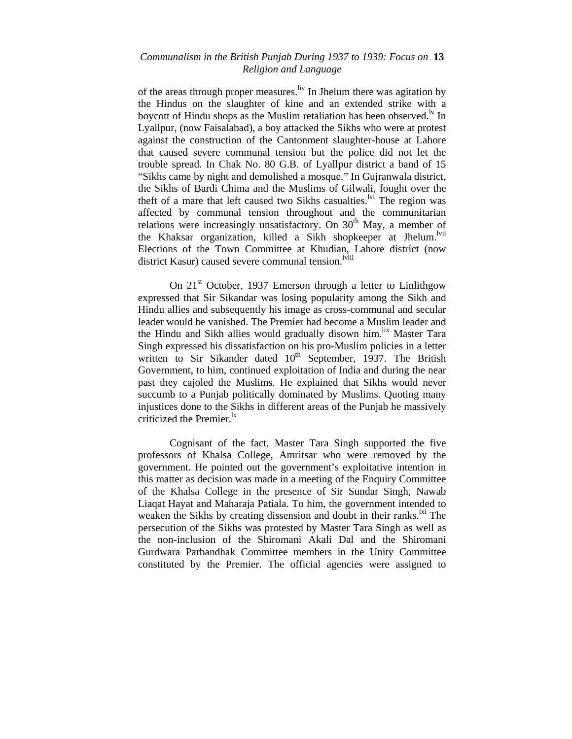of the areas through proper measures.[liv] In Jhelum there was agitation by the Hindus on the slaughter of kine and an extended strike with a boycott of Hindu shops as the Muslim retaliation has been observed.[lv] In Lyallpur, (now Faisalabad), a boy attacked the Sikhs who were at protest against the construction of the Cantonment slaughter-house at Lahore that caused severe communal tension but the police did not let the trouble spread. In Chak No. 80 G.B. of Lyallpur district a band of 15 "Sikhs came by night and demolished a mosque." In Gujranwala district, the Sikhs of Bardi Chima and the Muslims of Gilwali, fought over the theft of a mare that left caused two Sikhs casualties.[lvi] The region was affected by communal tension throughout and the communitarian relations were increasingly unsatisfactory. On 30th May, a member of the Khaksar organization, killed a Sikh shopkeeper at Jhelum.[lvii] Elections of the Town Committee at Khudian, Lahore district (now district Kasur) caused severe communal tension.[lviii]

On 21st October, 1937 Emerson through a letter to Linlithgow expressed that Sir Sikandar was losing popularity among the Sikh and Hindu allies and subsequently his image as cross-communal and secular leader would be vanished. The Premier had become a Muslim leader and the Hindu and Sikh allies would gradually disown him.[lix] Master Tara Singh expressed his dissatisfaction on his pro-Muslim policies in a letter written to Sir Sikander dated 10th September, 1937. The British Government, to him, continued exploitation of India and during the near past they cajoled the Muslims. He explained that Sikhs would never succumb to a Punjab politically dominated by Muslims. Quoting many injustices done to the Sikhs in different areas of the Punjab he massively criticized the Premier.[lx]

Cognisant of the fact, Master Tara Singh supported the five professors of Khalsa College, Amritsar who were removed by the government. He pointed out the government's exploitative intention in this matter as decision was made in a meeting of the Enquiry Committee of the Khalsa College in the presence of Sir Sundar Singh, Nawab Liaqat Hayat and Maharaja Patiala. To him, the government intended to weaken the Sikhs by creating dissension and doubt in their ranks.[lxi] The persecution of the Sikhs was protested by Master Tara Singh as well as the non-inclusion of the Shiromani Akali Dal and the Shiromani Gurdwara Parbandhak Committee members in the Unity Committee constituted by the Premier. The official agencies were assigned to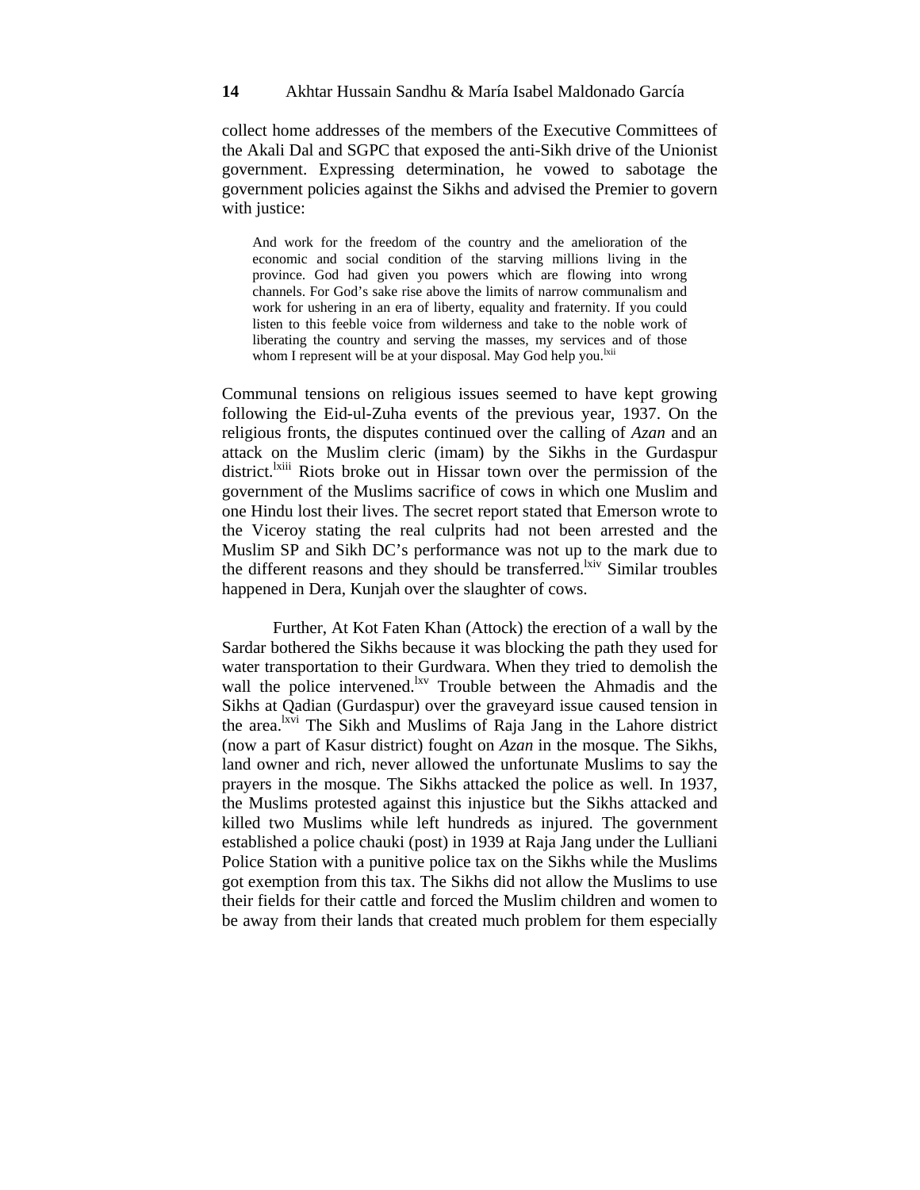collect home addresses of the members of the Executive Committees of the Akali Dal and SGPC that exposed the anti-Sikh drive of the Unionist government. Expressing determination, he vowed to sabotage the government policies against the Sikhs and advised the Premier to govern with justice:

> And work for the freedom of the country and the amelioration of the economic and social condition of the starving millions living in the province. God had given you powers which are flowing into wrong channels. For God's sake rise above the limits of narrow communalism and work for ushering in an era of liberty, equality and fraternity. If you could listen to this feeble voice from wilderness and take to the noble work of liberating the country and serving the masses, my services and of those whom I represent will be at your disposal. May God help you.[lxii]

Communal tensions on religious issues seemed to have kept growing following the Eid-ul-Zuha events of the previous year, 1937. On the religious fronts, the disputes continued over the calling of *Azan* and an attack on the Muslim cleric (imam) by the Sikhs in the Gurdaspur district.[lxiii] Riots broke out in Hissar town over the permission of the government of the Muslims sacrifice of cows in which one Muslim and one Hindu lost their lives. The secret report stated that Emerson wrote to the Viceroy stating the real culprits had not been arrested and the Muslim SP and Sikh DC's performance was not up to the mark due to the different reasons and they should be transferred.[lxiv] Similar troubles happened in Dera, Kunjah over the slaughter of cows.

Further, At Kot Faten Khan (Attock) the erection of a wall by the Sardar bothered the Sikhs because it was blocking the path they used for water transportation to their Gurdwara. When they tried to demolish the wall the police intervened.[lxv] Trouble between the Ahmadis and the Sikhs at Qadian (Gurdaspur) over the graveyard issue caused tension in the area.[lxvi] The Sikh and Muslims of Raja Jang in the Lahore district (now a part of Kasur district) fought on *Azan* in the mosque. The Sikhs, land owner and rich, never allowed the unfortunate Muslims to say the prayers in the mosque. The Sikhs attacked the police as well. In 1937, the Muslims protested against this injustice but the Sikhs attacked and killed two Muslims while left hundreds as injured. The government established a police chauki (post) in 1939 at Raja Jang under the Lulliani Police Station with a punitive police tax on the Sikhs while the Muslims got exemption from this tax. The Sikhs did not allow the Muslims to use their fields for their cattle and forced the Muslim children and women to be away from their lands that created much problem for them especially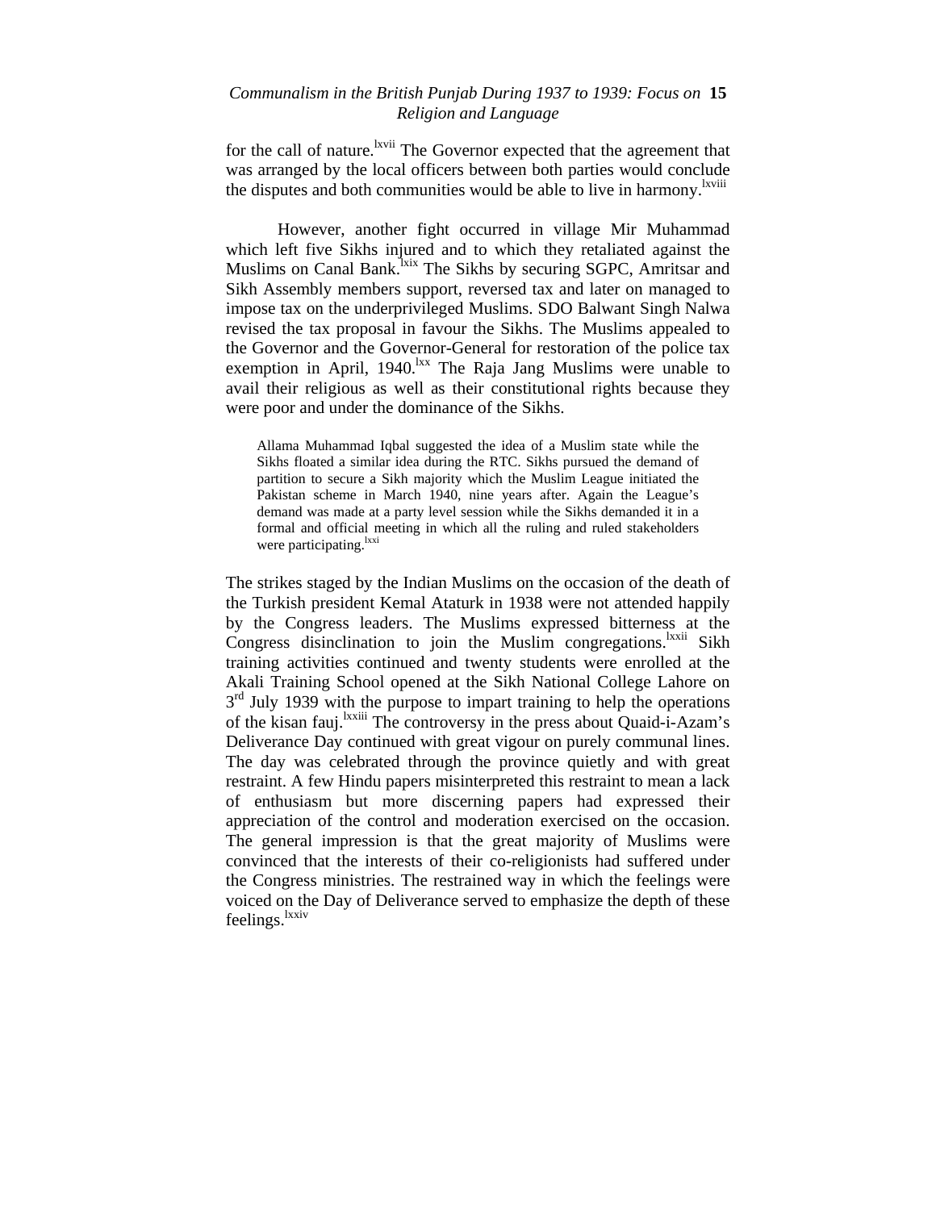for the call of nature.[lxvii] The Governor expected that the agreement that was arranged by the local officers between both parties would conclude the disputes and both communities would be able to live in harmony.[lxviii]

However, another fight occurred in village Mir Muhammad which left five Sikhs injured and to which they retaliated against the Muslims on Canal Bank.[lxix] The Sikhs by securing SGPC, Amritsar and Sikh Assembly members support, reversed tax and later on managed to impose tax on the underprivileged Muslims. SDO Balwant Singh Nalwa revised the tax proposal in favour the Sikhs. The Muslims appealed to the Governor and the Governor-General for restoration of the police tax exemption in April, 1940.[lxx] The Raja Jang Muslims were unable to avail their religious as well as their constitutional rights because they were poor and under the dominance of the Sikhs.

> Allama Muhammad Iqbal suggested the idea of a Muslim state while the Sikhs floated a similar idea during the RTC. Sikhs pursued the demand of partition to secure a Sikh majority which the Muslim League initiated the Pakistan scheme in March 1940, nine years after. Again the League's demand was made at a party level session while the Sikhs demanded it in a formal and official meeting in which all the ruling and ruled stakeholders were participating.[lxxi]

The strikes staged by the Indian Muslims on the occasion of the death of the Turkish president Kemal Ataturk in 1938 were not attended happily by the Congress leaders. The Muslims expressed bitterness at the Congress disinclination to join the Muslim congregations.[lxxii] Sikh training activities continued and twenty students were enrolled at the Akali Training School opened at the Sikh National College Lahore on 3rd July 1939 with the purpose to impart training to help the operations of the kisan fauj.[lxxiii] The controversy in the press about Quaid-i-Azam's Deliverance Day continued with great vigour on purely communal lines. The day was celebrated through the province quietly and with great restraint. A few Hindu papers misinterpreted this restraint to mean a lack of enthusiasm but more discerning papers had expressed their appreciation of the control and moderation exercised on the occasion. The general impression is that the great majority of Muslims were convinced that the interests of their co-religionists had suffered under the Congress ministries. The restrained way in which the feelings were voiced on the Day of Deliverance served to emphasize the depth of these feelings.[lxxiv]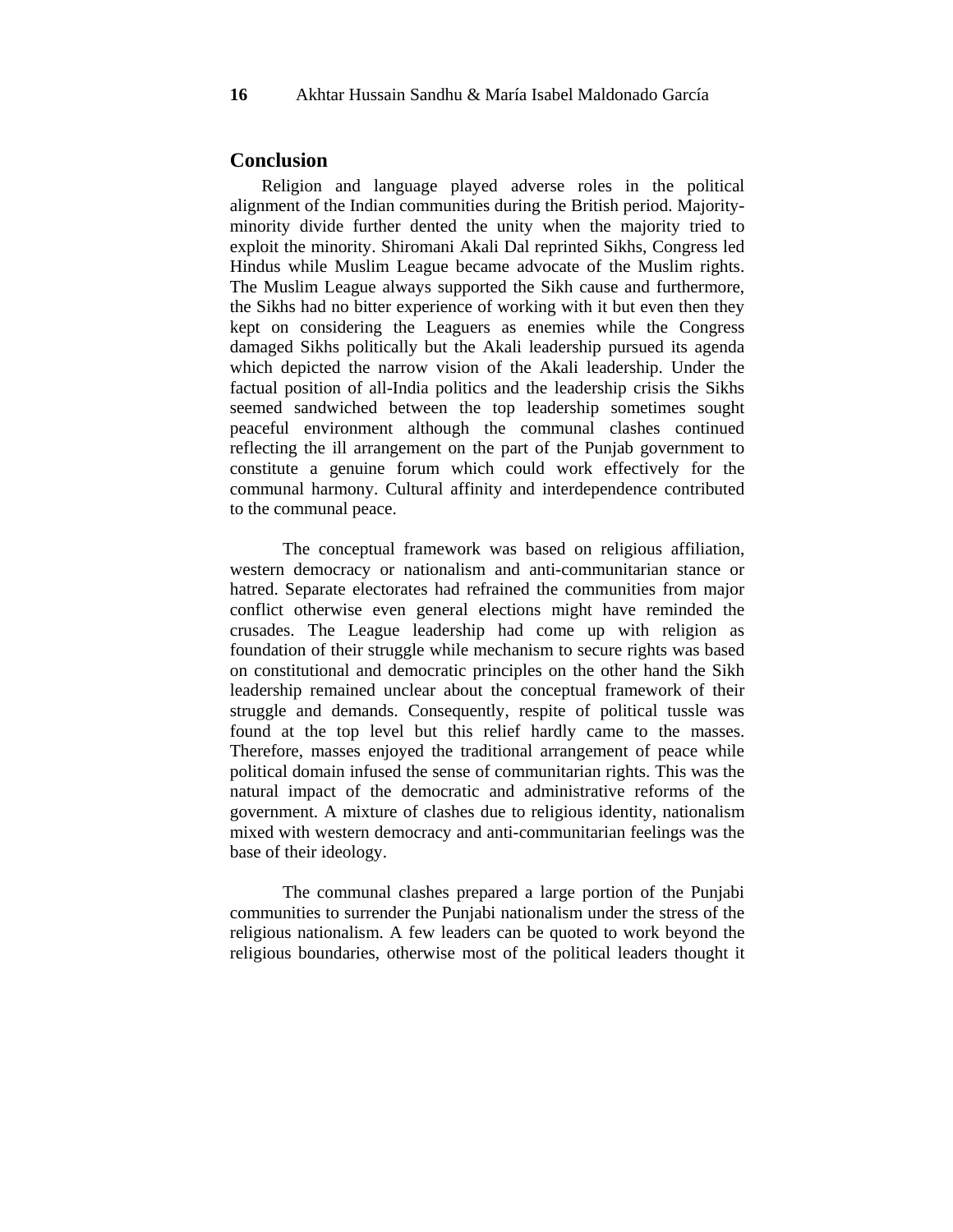## Conclusion

Religion and language played adverse roles in the political alignment of the Indian communities during the British period. Majority-minority divide further dented the unity when the majority tried to exploit the minority. Shiromani Akali Dal reprinted Sikhs, Congress led Hindus while Muslim League became advocate of the Muslim rights. The Muslim League always supported the Sikh cause and furthermore, the Sikhs had no bitter experience of working with it but even then they kept on considering the Leaguers as enemies while the Congress damaged Sikhs politically but the Akali leadership pursued its agenda which depicted the narrow vision of the Akali leadership. Under the factual position of all-India politics and the leadership crisis the Sikhs seemed sandwiched between the top leadership sometimes sought peaceful environment although the communal clashes continued reflecting the ill arrangement on the part of the Punjab government to constitute a genuine forum which could work effectively for the communal harmony. Cultural affinity and interdependence contributed to the communal peace.

The conceptual framework was based on religious affiliation, western democracy or nationalism and anti-communitarian stance or hatred. Separate electorates had refrained the communities from major conflict otherwise even general elections might have reminded the crusades. The League leadership had come up with religion as foundation of their struggle while mechanism to secure rights was based on constitutional and democratic principles on the other hand the Sikh leadership remained unclear about the conceptual framework of their struggle and demands. Consequently, respite of political tussle was found at the top level but this relief hardly came to the masses. Therefore, masses enjoyed the traditional arrangement of peace while political domain infused the sense of communitarian rights. This was the natural impact of the democratic and administrative reforms of the government. A mixture of clashes due to religious identity, nationalism mixed with western democracy and anti-communitarian feelings was the base of their ideology.

The communal clashes prepared a large portion of the Punjabi communities to surrender the Punjabi nationalism under the stress of the religious nationalism. A few leaders can be quoted to work beyond the religious boundaries, otherwise most of the political leaders thought it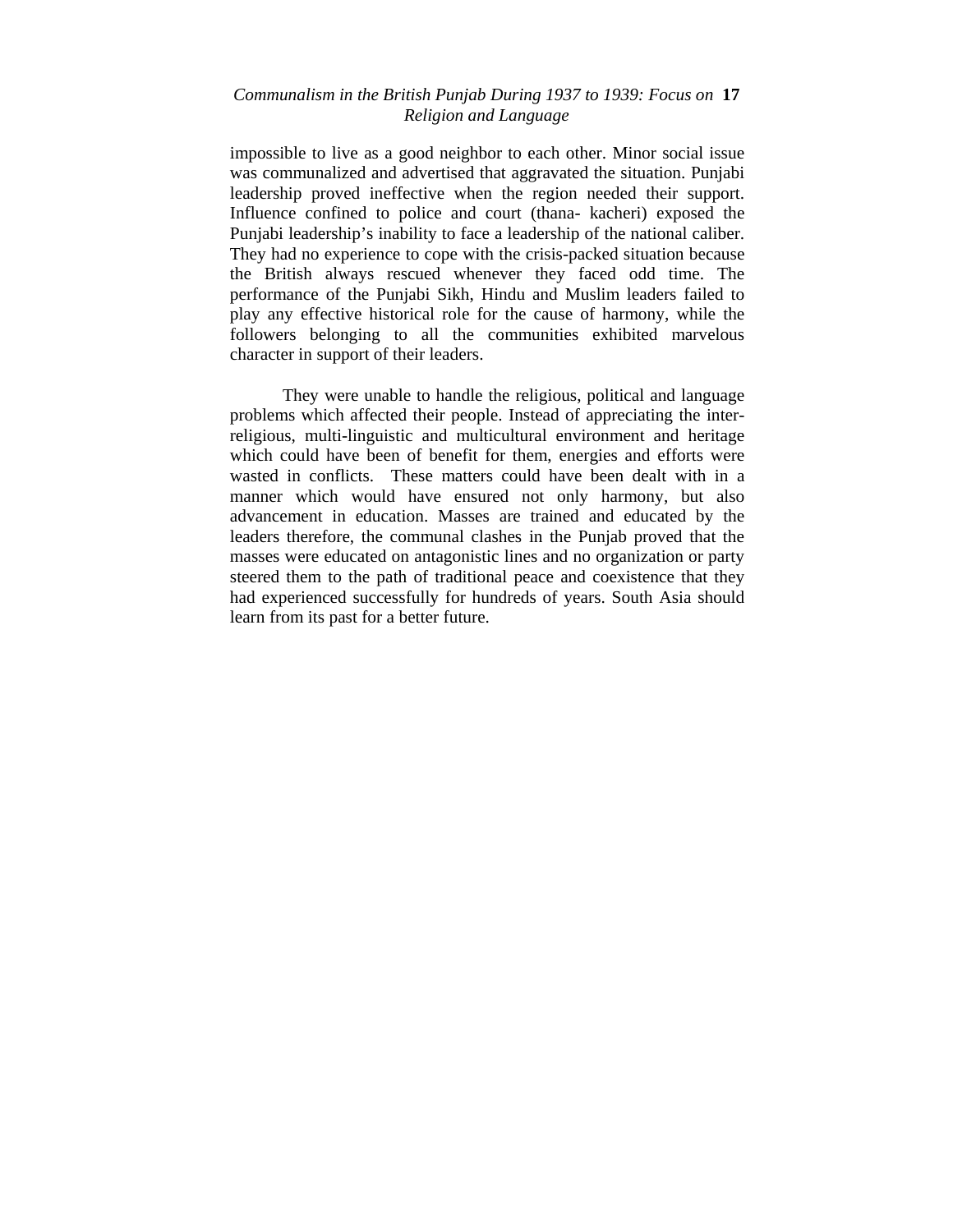impossible to live as a good neighbor to each other. Minor social issue was communalized and advertised that aggravated the situation. Punjabi leadership proved ineffective when the region needed their support. Influence confined to police and court (thana- kacheri) exposed the Punjabi leadership's inability to face a leadership of the national caliber. They had no experience to cope with the crisis-packed situation because the British always rescued whenever they faced odd time. The performance of the Punjabi Sikh, Hindu and Muslim leaders failed to play any effective historical role for the cause of harmony, while the followers belonging to all the communities exhibited marvelous character in support of their leaders.

They were unable to handle the religious, political and language problems which affected their people. Instead of appreciating the inter-religious, multi-linguistic and multicultural environment and heritage which could have been of benefit for them, energies and efforts were wasted in conflicts. These matters could have been dealt with in a manner which would have ensured not only harmony, but also advancement in education. Masses are trained and educated by the leaders therefore, the communal clashes in the Punjab proved that the masses were educated on antagonistic lines and no organization or party steered them to the path of traditional peace and coexistence that they had experienced successfully for hundreds of years. South Asia should learn from its past for a better future.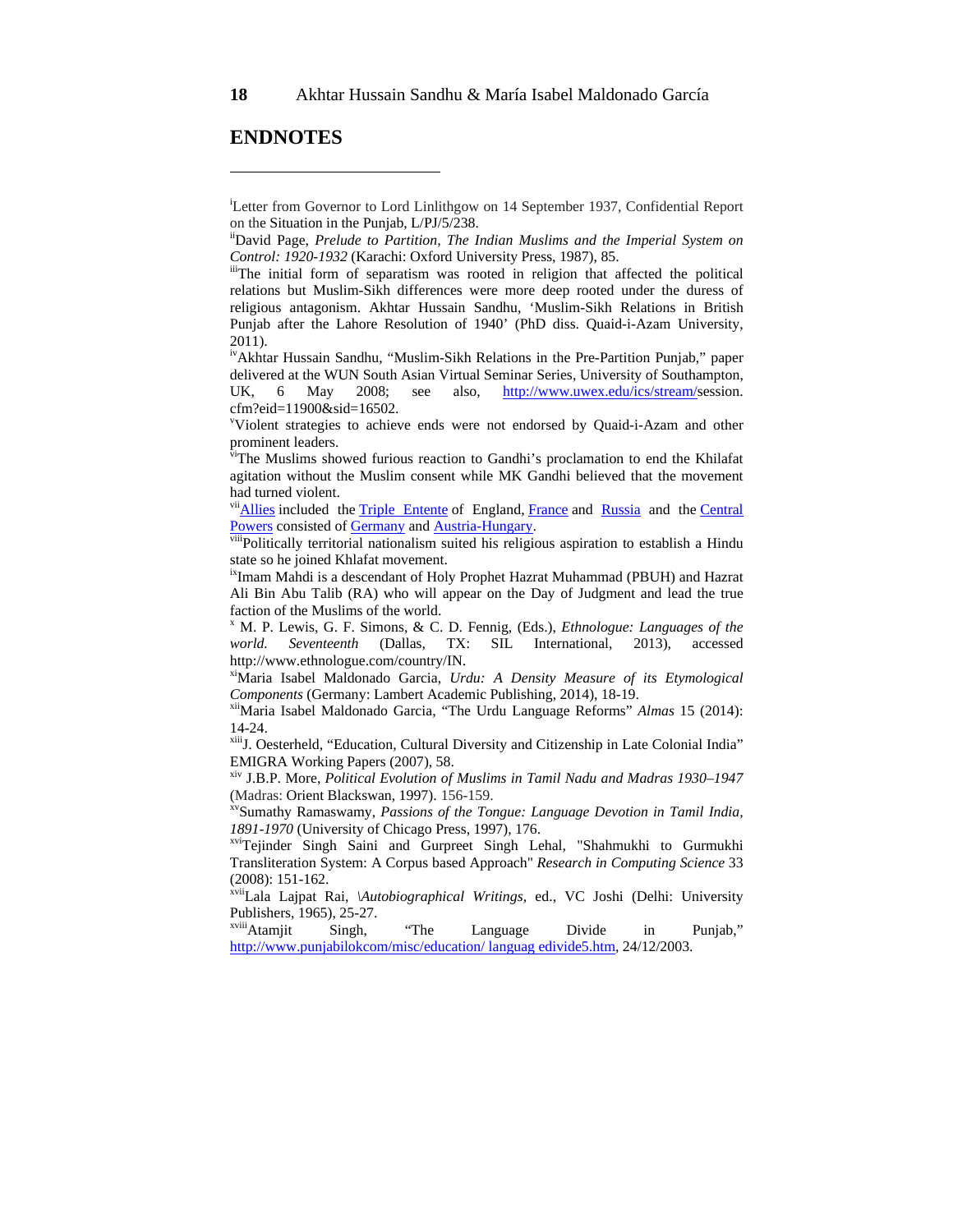## ENDNOTES

---

[i]Letter from Governor to Lord Linlithgow on 14 September 1937, Confidential Report on the Situation in the Punjab, L/PJ/5/238.

[ii]David Page, *Prelude to Partition, The Indian Muslims and the Imperial System on Control: 1920-1932* (Karachi: Oxford University Press, 1987), 85.

[iii]The initial form of separatism was rooted in religion that affected the political relations but Muslim-Sikh differences were more deep rooted under the duress of religious antagonism. Akhtar Hussain Sandhu, 'Muslim-Sikh Relations in British Punjab after the Lahore Resolution of 1940' (PhD diss. Quaid-i-Azam University, 2011).

[iv]Akhtar Hussain Sandhu, "Muslim-Sikh Relations in the Pre-Partition Punjab," paper delivered at the WUN South Asian Virtual Seminar Series, University of Southampton, UK, 6 May 2008; see also, http://www.uwex.edu/ics/stream/session.cfm?eid=11900&sid=16502.

[v]Violent strategies to achieve ends were not endorsed by Quaid-i-Azam and other prominent leaders.

[vi]The Muslims showed furious reaction to Gandhi's proclamation to end the Khilafat agitation without the Muslim consent while MK Gandhi believed that the movement had turned violent.

[vii]Allies included the Triple Entente of England, France and Russia and the Central Powers consisted of Germany and Austria-Hungary.

[viii]Politically territorial nationalism suited his religious aspiration to establish a Hindu state so he joined Khlafat movement.

[ix]Imam Mahdi is a descendant of Holy Prophet Hazrat Muhammad (PBUH) and Hazrat Ali Bin Abu Talib (RA) who will appear on the Day of Judgment and lead the true faction of the Muslims of the world.

[x] M. P. Lewis, G. F. Simons, & C. D. Fennig, (Eds.), *Ethnologue: Languages of the world. Seventeenth* (Dallas, TX: SIL International, 2013), accessed http://www.ethnologue.com/country/IN.

[xi]Maria Isabel Maldonado Garcia, *Urdu: A Density Measure of its Etymological Components* (Germany: Lambert Academic Publishing, 2014), 18-19.

[xii]Maria Isabel Maldonado Garcia, "The Urdu Language Reforms" *Almas* 15 (2014): 14-24.

[xiii]J. Oesterheld, "Education, Cultural Diversity and Citizenship in Late Colonial India" EMIGRA Working Papers (2007), 58.

[xiv] J.B.P. More, *Political Evolution of Muslims in Tamil Nadu and Madras 1930–1947* (Madras: Orient Blackswan, 1997). 156-159.

[xv]Sumathy Ramaswamy, *Passions of the Tongue: Language Devotion in Tamil India, 1891-1970* (University of Chicago Press, 1997), 176.

[xvi]Tejinder Singh Saini and Gurpreet Singh Lehal, "Shahmukhi to Gurmukhi Transliteration System: A Corpus based Approach" *Research in Computing Science* 33 (2008): 151-162.

[xvii]Lala Lajpat Rai, *\Autobiographical Writings*, ed., VC Joshi (Delhi: University Publishers, 1965), 25-27.

[xviii]Atamjit Singh, "The Language Divide in Punjab," http://www.punjabilokcom/misc/education/ languag edivide5.htm, 24/12/2003.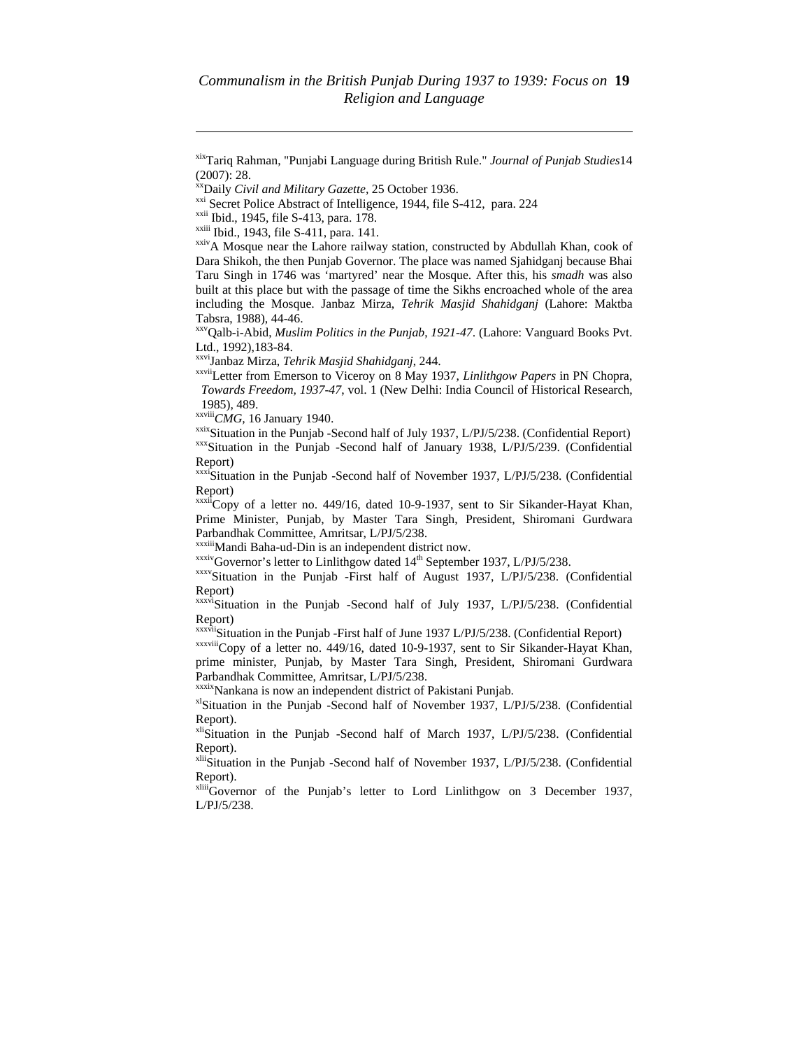[xix]Tariq Rahman, "Punjabi Language during British Rule." *Journal of Punjab Studies*14 (2007): 28.

[xx]Daily *Civil and Military Gazette*, 25 October 1936.

[xxi] Secret Police Abstract of Intelligence, 1944, file S-412, para. 224

[xxii] Ibid., 1945, file S-413, para. 178.

[xxiii] Ibid., 1943, file S-411, para. 141.

[xxiv]A Mosque near the Lahore railway station, constructed by Abdullah Khan, cook of Dara Shikoh, the then Punjab Governor. The place was named Sjahidganj because Bhai Taru Singh in 1746 was 'martyred' near the Mosque. After this, his *smadh* was also built at this place but with the passage of time the Sikhs encroached whole of the area including the Mosque. Janbaz Mirza, *Tehrik Masjid Shahidganj* (Lahore: Maktba Tabsra, 1988), 44-46.

[xxv]Qalb-i-Abid, *Muslim Politics in the Punjab, 1921-47*. (Lahore: Vanguard Books Pvt. Ltd., 1992),183-84.

[xxvi]Janbaz Mirza, *Tehrik Masjid Shahidganj*, 244.

[xxvii]Letter from Emerson to Viceroy on 8 May 1937, *Linlithgow Papers* in PN Chopra, *Towards Freedom, 1937-47*, vol. 1 (New Delhi: India Council of Historical Research, 1985), 489.

[xxviii]*CMG*, 16 January 1940.

[xxix]Situation in the Punjab -Second half of July 1937, L/PJ/5/238. (Confidential Report)

[xxx]Situation in the Punjab -Second half of January 1938, L/PJ/5/239. (Confidential Report)

[xxxi]Situation in the Punjab -Second half of November 1937, L/PJ/5/238. (Confidential Report)

[xxxii]Copy of a letter no. 449/16, dated 10-9-1937, sent to Sir Sikander-Hayat Khan, Prime Minister, Punjab, by Master Tara Singh, President, Shiromani Gurdwara Parbandhak Committee, Amritsar, L/PJ/5/238.

[xxxiii]Mandi Baha-ud-Din is an independent district now.

[xxxiv]Governor's letter to Linlithgow dated 14th September 1937, L/PJ/5/238.

[xxxv]Situation in the Punjab -First half of August 1937, L/PJ/5/238. (Confidential Report)

[xxxvi]Situation in the Punjab -Second half of July 1937, L/PJ/5/238. (Confidential Report)

[xxxvii]Situation in the Punjab -First half of June 1937 L/PJ/5/238. (Confidential Report)

[xxxviii]Copy of a letter no. 449/16, dated 10-9-1937, sent to Sir Sikander-Hayat Khan, prime minister, Punjab, by Master Tara Singh, President, Shiromani Gurdwara Parbandhak Committee, Amritsar, L/PJ/5/238.

[xxxix]Nankana is now an independent district of Pakistani Punjab.

[xl]Situation in the Punjab -Second half of November 1937, L/PJ/5/238. (Confidential Report).

[xli]Situation in the Punjab -Second half of March 1937, L/PJ/5/238. (Confidential Report).

[xlii]Situation in the Punjab -Second half of November 1937, L/PJ/5/238. (Confidential Report).

[xliii]Governor of the Punjab's letter to Lord Linlithgow on 3 December 1937, L/PJ/5/238.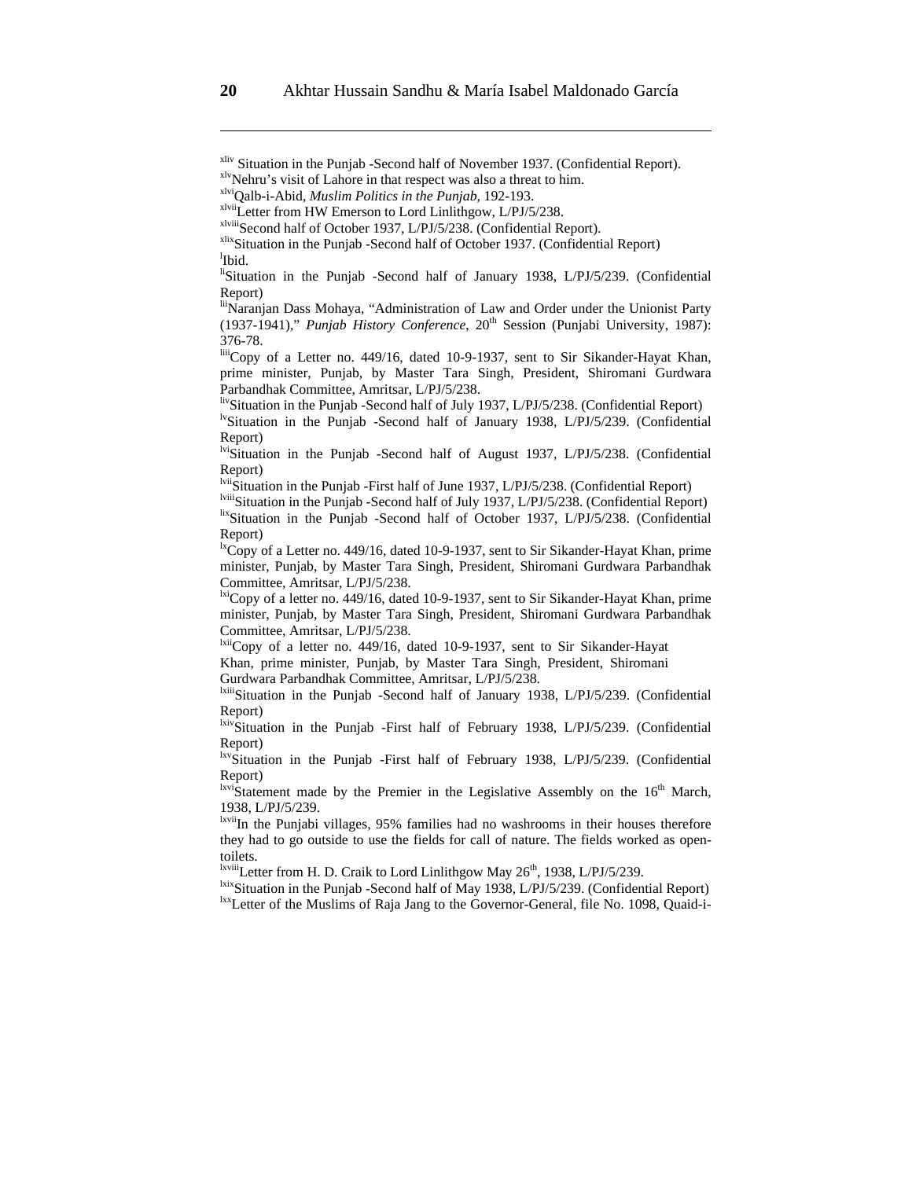[xliv] Situation in the Punjab -Second half of November 1937. (Confidential Report).

[xlv]Nehru's visit of Lahore in that respect was also a threat to him.

[xlvi]Qalb-i-Abid, *Muslim Politics in the Punjab*, 192-193.

[xlvii]Letter from HW Emerson to Lord Linlithgow, L/PJ/5/238.

[xlviii]Second half of October 1937, L/PJ/5/238. (Confidential Report).

[xlix]Situation in the Punjab -Second half of October 1937. (Confidential Report)

[l]Ibid.

[li]Situation in the Punjab -Second half of January 1938, L/PJ/5/239. (Confidential Report)

[lii]Naranjan Dass Mohaya, "Administration of Law and Order under the Unionist Party (1937-1941)," *Punjab History Conference*, 20th Session (Punjabi University, 1987): 376-78.

[liii]Copy of a Letter no. 449/16, dated 10-9-1937, sent to Sir Sikander-Hayat Khan, prime minister, Punjab, by Master Tara Singh, President, Shiromani Gurdwara Parbandhak Committee, Amritsar, L/PJ/5/238.

[liv]Situation in the Punjab -Second half of July 1937, L/PJ/5/238. (Confidential Report)

[lv]Situation in the Punjab -Second half of January 1938, L/PJ/5/239. (Confidential Report)

[lvi]Situation in the Punjab -Second half of August 1937, L/PJ/5/238. (Confidential Report)

[lvii]Situation in the Punjab -First half of June 1937, L/PJ/5/238. (Confidential Report)

[lviii]Situation in the Punjab -Second half of July 1937, L/PJ/5/238. (Confidential Report)

[lix]Situation in the Punjab -Second half of October 1937, L/PJ/5/238. (Confidential Report)

[lx]Copy of a Letter no. 449/16, dated 10-9-1937, sent to Sir Sikander-Hayat Khan, prime minister, Punjab, by Master Tara Singh, President, Shiromani Gurdwara Parbandhak Committee, Amritsar, L/PJ/5/238.

[lxi]Copy of a letter no. 449/16, dated 10-9-1937, sent to Sir Sikander-Hayat Khan, prime minister, Punjab, by Master Tara Singh, President, Shiromani Gurdwara Parbandhak Committee, Amritsar, L/PJ/5/238.

[lxii]Copy of a letter no. 449/16, dated 10-9-1937, sent to Sir Sikander-Hayat Khan, prime minister, Punjab, by Master Tara Singh, President, Shiromani Gurdwara Parbandhak Committee, Amritsar, L/PJ/5/238.

[lxiii]Situation in the Punjab -Second half of January 1938, L/PJ/5/239. (Confidential Report)

[lxiv]Situation in the Punjab -First half of February 1938, L/PJ/5/239. (Confidential Report)

[lxv]Situation in the Punjab -First half of February 1938, L/PJ/5/239. (Confidential Report)

[lxvi]Statement made by the Premier in the Legislative Assembly on the 16th March, 1938, L/PJ/5/239.

[lxvii]In the Punjabi villages, 95% families had no washrooms in their houses therefore they had to go outside to use the fields for call of nature. The fields worked as open-toilets.

[lxviii]Letter from H. D. Craik to Lord Linlithgow May 26th, 1938, L/PJ/5/239.

[lxix]Situation in the Punjab -Second half of May 1938, L/PJ/5/239. (Confidential Report)

[lxx]Letter of the Muslims of Raja Jang to the Governor-General, file No. 1098, Quaid-i-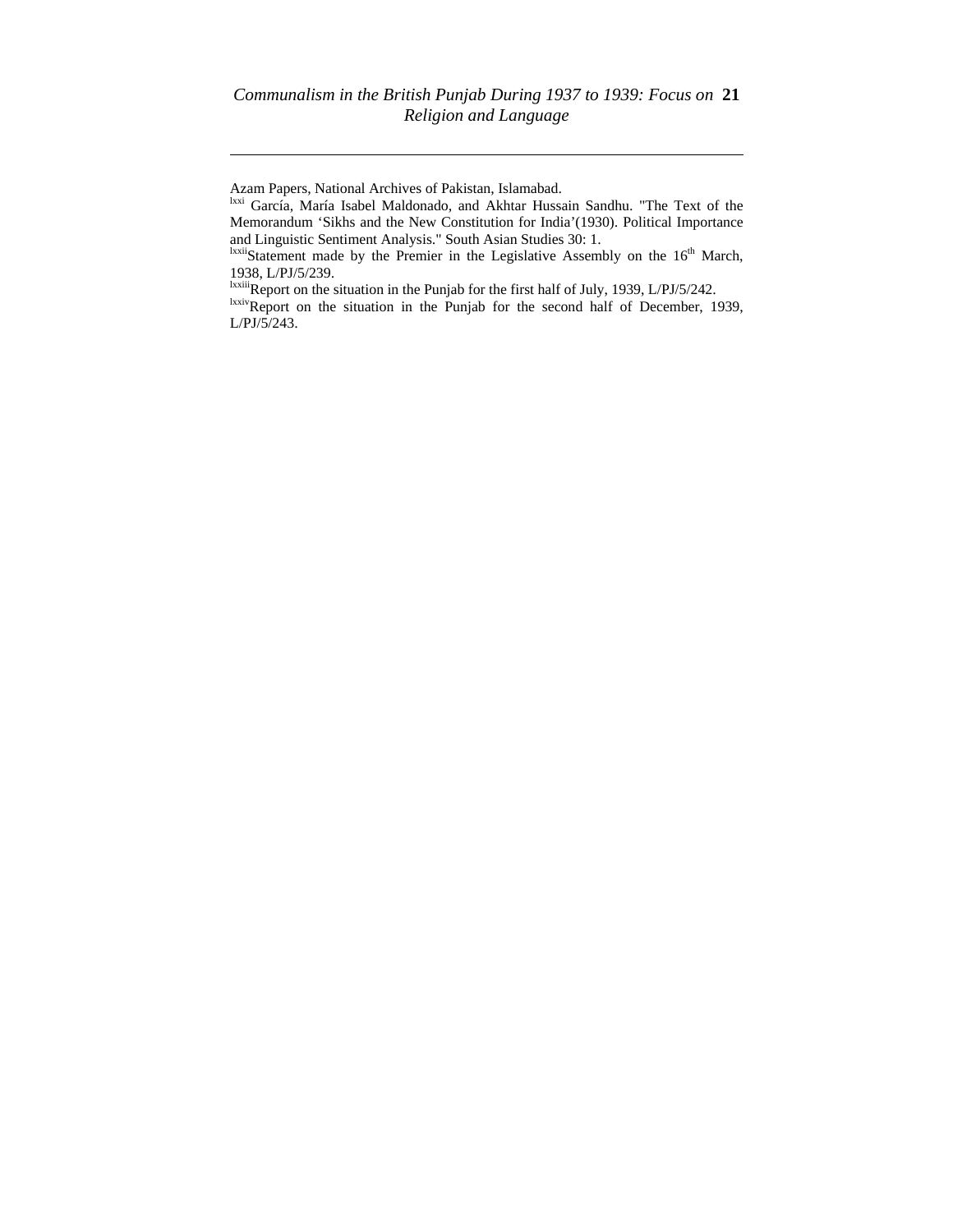Azam Papers, National Archives of Pakistan, Islamabad.

[lxxi] García, María Isabel Maldonado, and Akhtar Hussain Sandhu. "The Text of the Memorandum 'Sikhs and the New Constitution for India'(1930). Political Importance and Linguistic Sentiment Analysis." South Asian Studies 30: 1.

[lxxii]Statement made by the Premier in the Legislative Assembly on the 16th March, 1938, L/PJ/5/239.

[lxxiii]Report on the situation in the Punjab for the first half of July, 1939, L/PJ/5/242.

[lxxiv]Report on the situation in the Punjab for the second half of December, 1939, L/PJ/5/243.